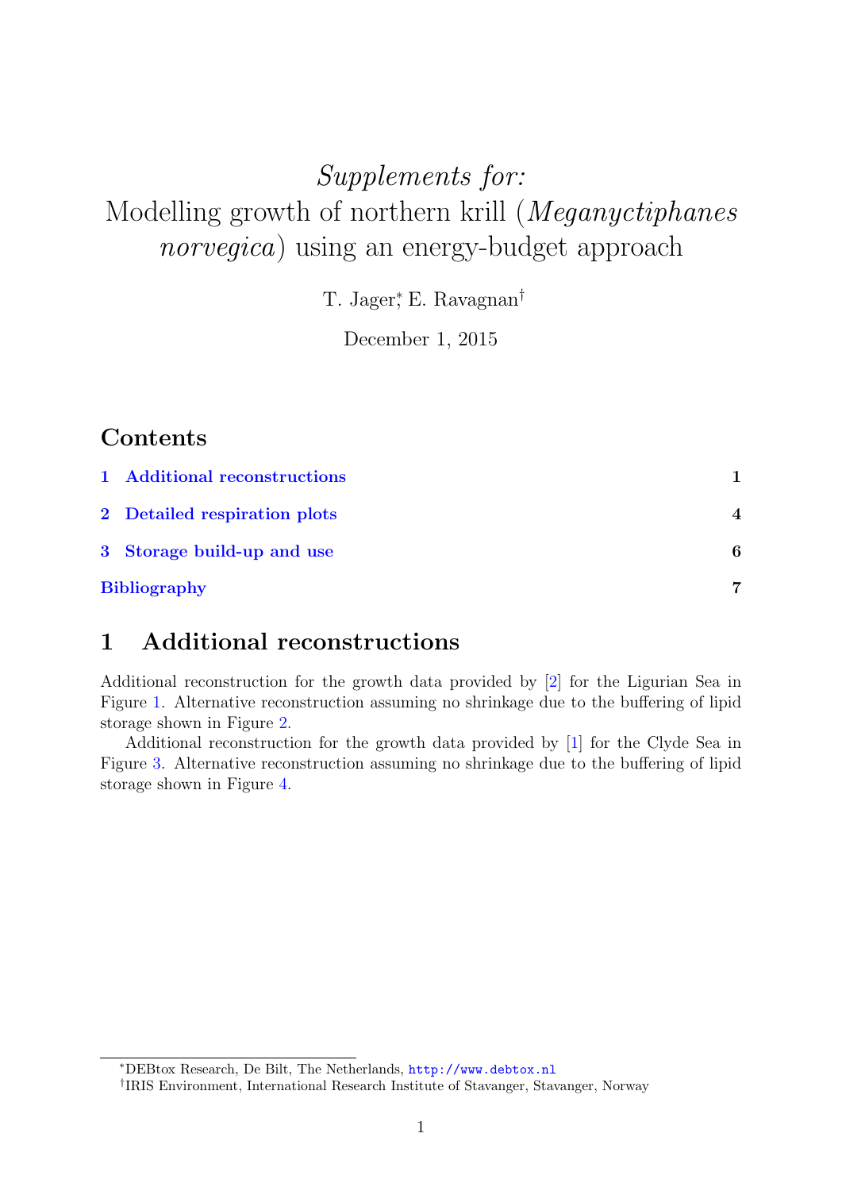# *Supplements for:* Modelling growth of northern krill (*Meganyctiphanes norvegica*) using an energy-budget approach

T. Jager[*], E. Ravagnan[†]

December 1, 2015

## Contents

| | | |
|---|---|---|
| 1 | Additional reconstructions | 1 |
| 2 | Detailed respiration plots | 4 |
| 3 | Storage build-up and use | 6 |
| | Bibliography | 7 |

## 1 Additional reconstructions

Additional reconstruction for the growth data provided by [2] for the Ligurian Sea in Figure 1. Alternative reconstruction assuming no shrinkage due to the buffering of lipid storage shown in Figure 2.

Additional reconstruction for the growth data provided by [1] for the Clyde Sea in Figure 3. Alternative reconstruction assuming no shrinkage due to the buffering of lipid storage shown in Figure 4.

[*] DEBtox Research, De Bilt, The Netherlands, http://www.debtox.nl

[†] IRIS Environment, International Research Institute of Stavanger, Stavanger, Norway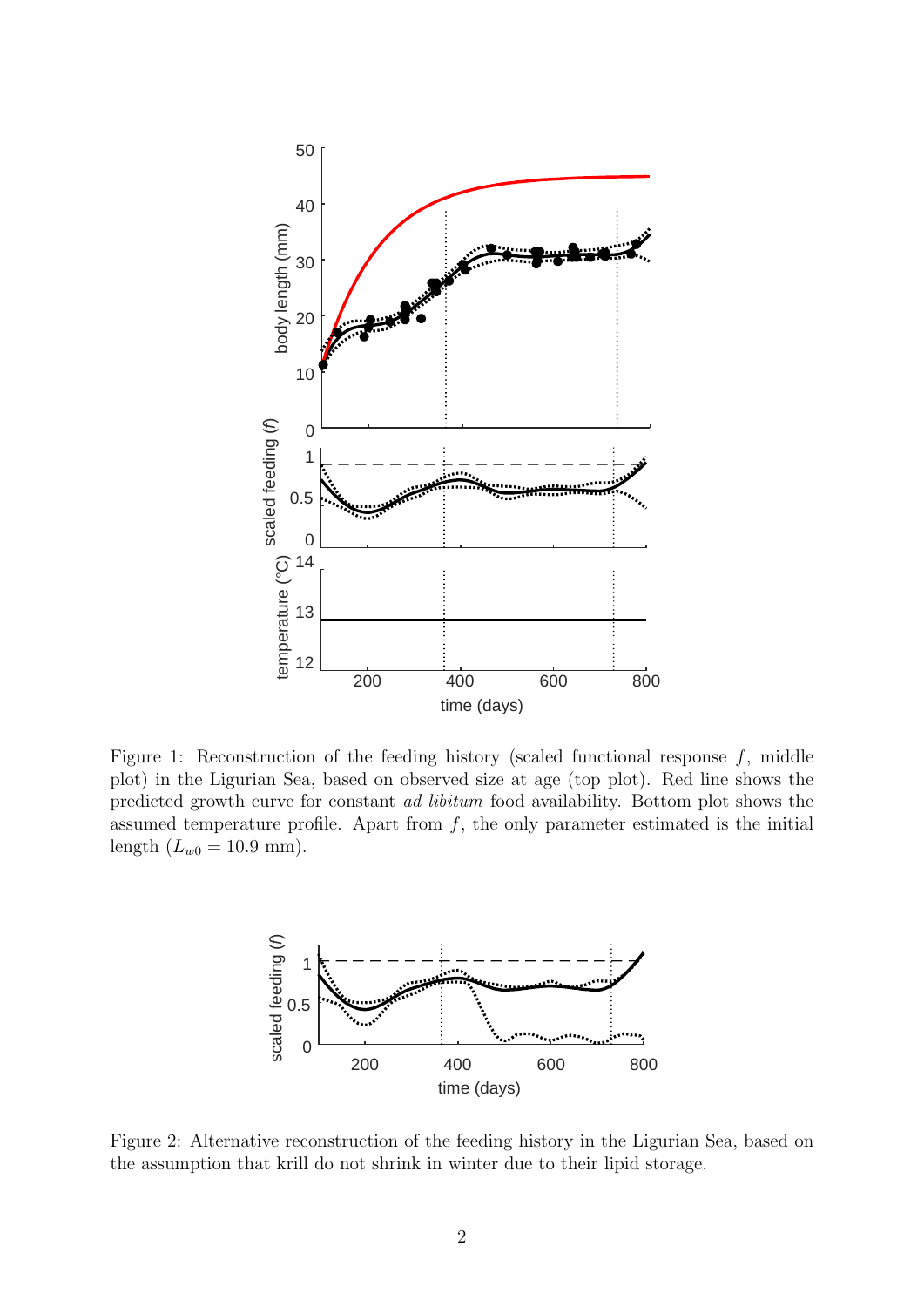Figure 1: Reconstruction of the feeding history (scaled functional response $f$, middle plot) in the Ligurian Sea, based on observed size at age (top plot). Red line shows the predicted growth curve for constant *ad libitum* food availability. Bottom plot shows the assumed temperature profile. Apart from $f$, the only parameter estimated is the initial length ($L_{w0} = 10.9$ mm).

Figure 2: Alternative reconstruction of the feeding history in the Ligurian Sea, based on the assumption that krill do not shrink in winter due to their lipid storage.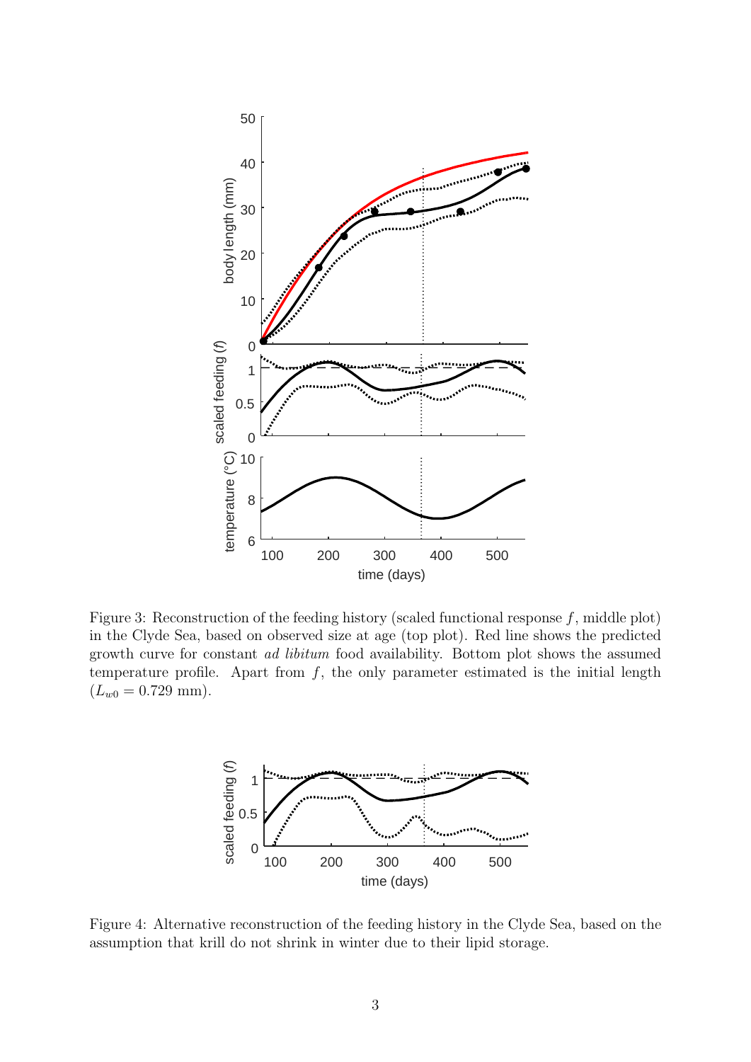Figure 3: Reconstruction of the feeding history (scaled functional response $f$, middle plot) in the Clyde Sea, based on observed size at age (top plot). Red line shows the predicted growth curve for constant *ad libitum* food availability. Bottom plot shows the assumed temperature profile. Apart from $f$, the only parameter estimated is the initial length ($L_{w0} = 0.729$ mm).

Figure 4: Alternative reconstruction of the feeding history in the Clyde Sea, based on the assumption that krill do not shrink in winter due to their lipid storage.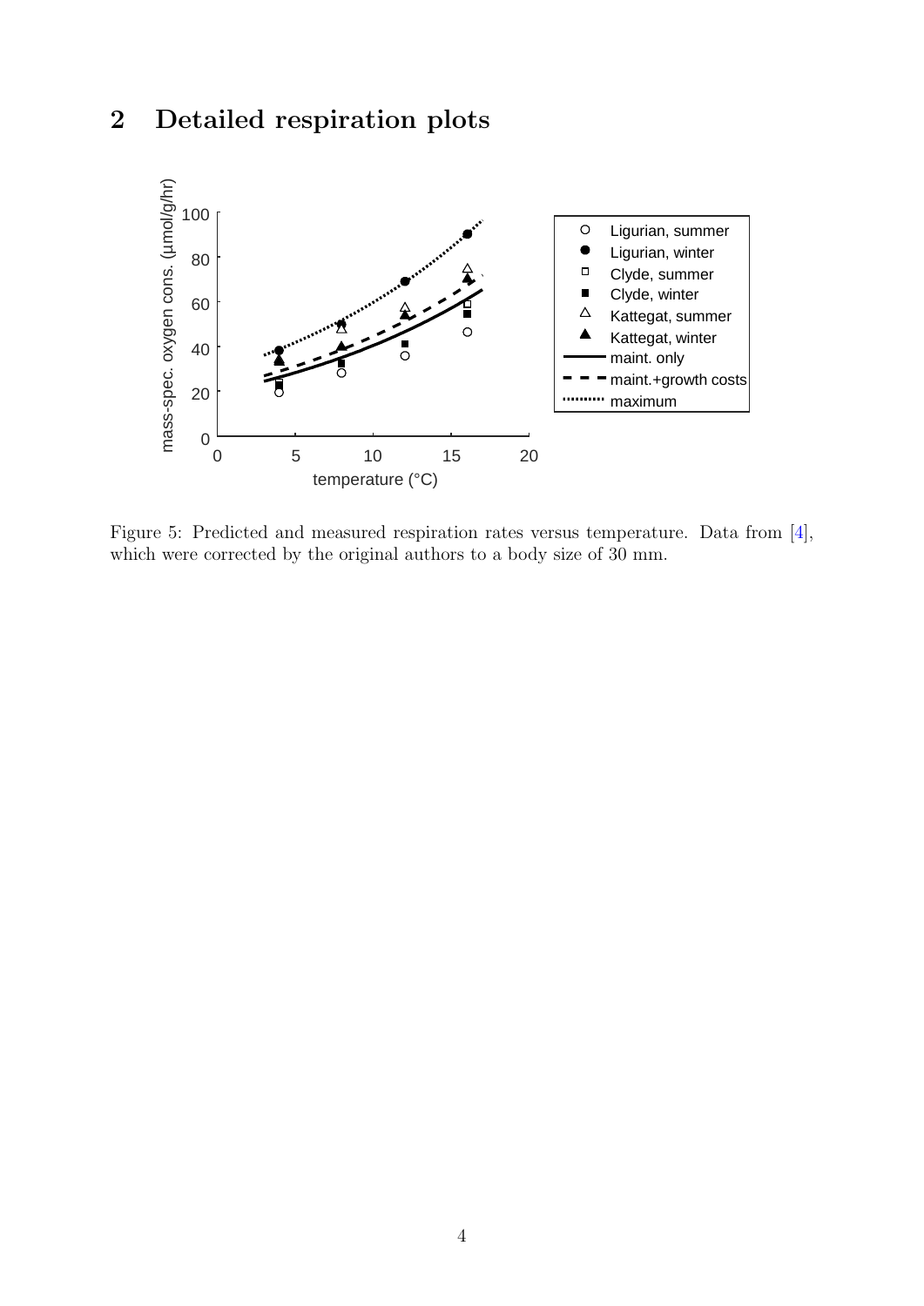## 2 Detailed respiration plots

Figure 5: Predicted and measured respiration rates versus temperature. Data from [4], which were corrected by the original authors to a body size of 30 mm.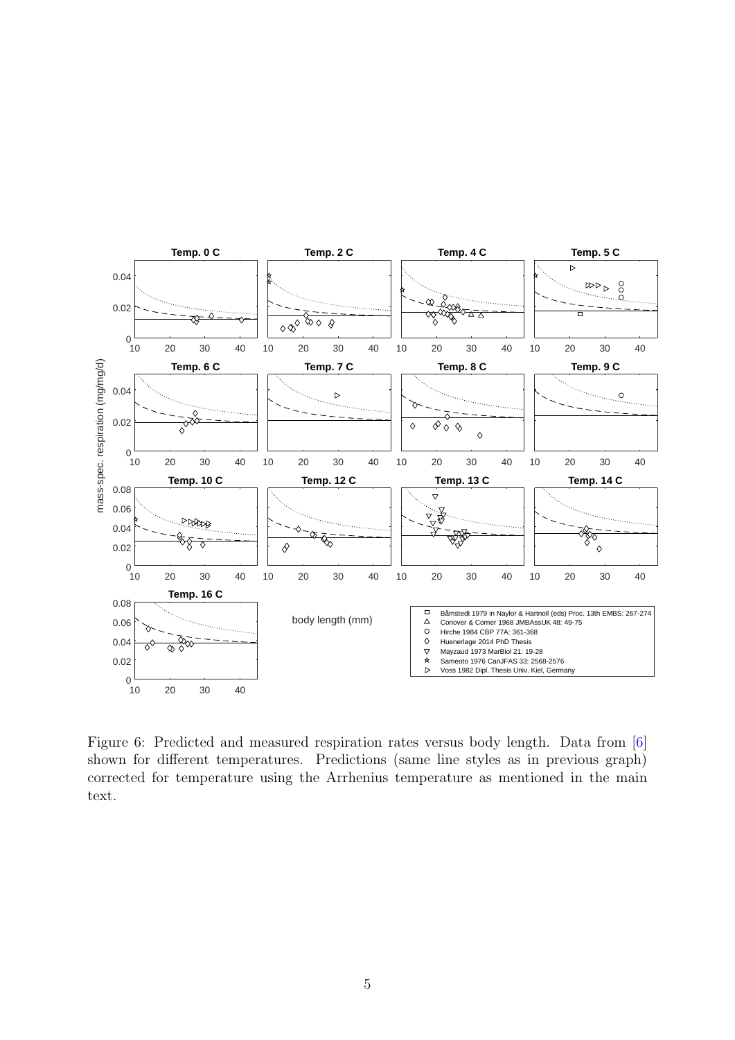Figure 6: Predicted and measured respiration rates versus body length. Data from [6] shown for different temperatures. Predictions (same line styles as in previous graph) corrected for temperature using the Arrhenius temperature as mentioned in the main text.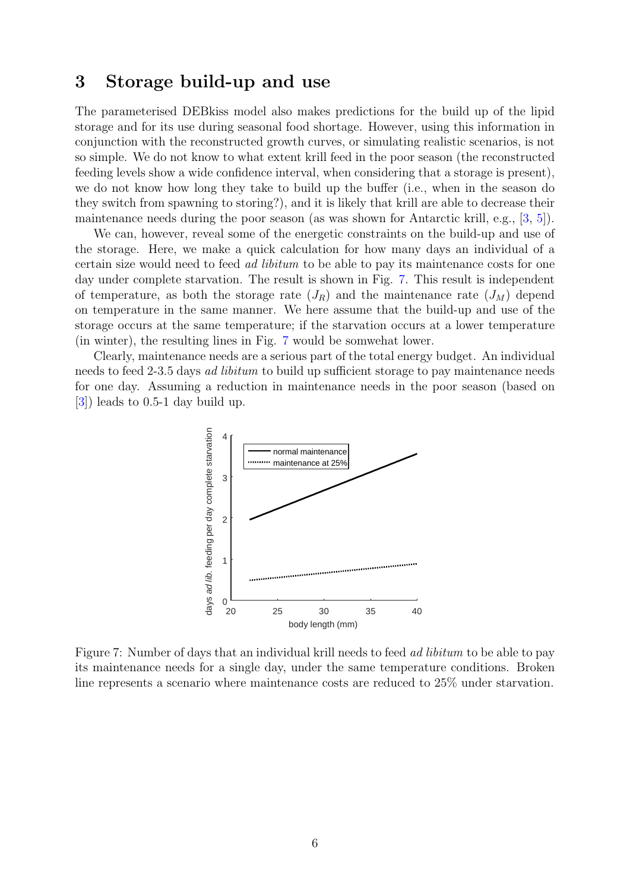## 3 Storage build-up and use

The parameterised DEBkiss model also makes predictions for the build up of the lipid storage and for its use during seasonal food shortage. However, using this information in conjunction with the reconstructed growth curves, or simulating realistic scenarios, is not so simple. We do not know to what extent krill feed in the poor season (the reconstructed feeding levels show a wide confidence interval, when considering that a storage is present), we do not know how long they take to build up the buffer (i.e., when in the season do they switch from spawning to storing?), and it is likely that krill are able to decrease their maintenance needs during the poor season (as was shown for Antarctic krill, e.g., [3, 5]).

We can, however, reveal some of the energetic constraints on the build-up and use of the storage. Here, we make a quick calculation for how many days an individual of a certain size would need to feed *ad libitum* to be able to pay its maintenance costs for one day under complete starvation. The result is shown in Fig. 7. This result is independent of temperature, as both the storage rate ($J_R$) and the maintenance rate ($J_M$) depend on temperature in the same manner. We here assume that the build-up and use of the storage occurs at the same temperature; if the starvation occurs at a lower temperature (in winter), the resulting lines in Fig. 7 would be somwehat lower.

Clearly, maintenance needs are a serious part of the total energy budget. An individual needs to feed 2-3.5 days *ad libitum* to build up sufficient storage to pay maintenance needs for one day. Assuming a reduction in maintenance needs in the poor season (based on [3]) leads to 0.5-1 day build up.

Figure 7: Number of days that an individual krill needs to feed *ad libitum* to be able to pay its maintenance needs for a single day, under the same temperature conditions. Broken line represents a scenario where maintenance costs are reduced to 25% under starvation.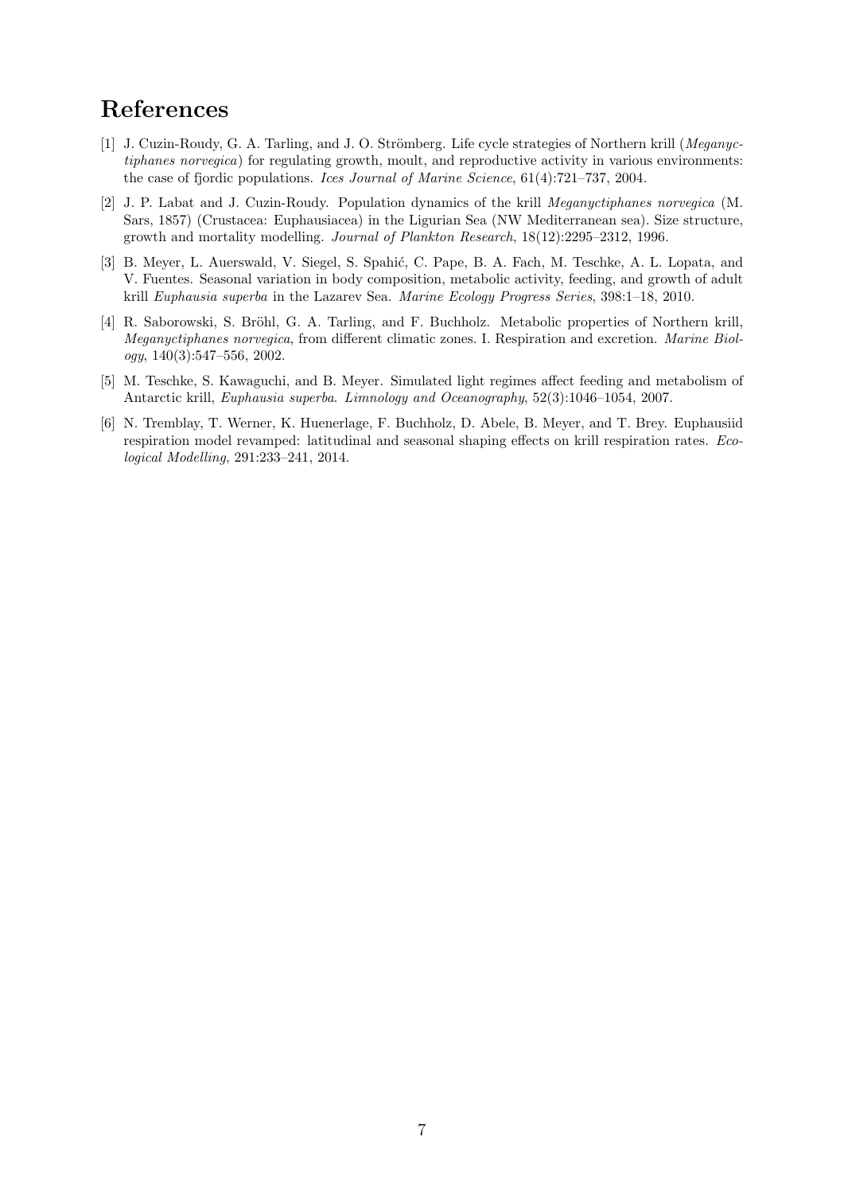# References

[1] J. Cuzin-Roudy, G. A. Tarling, and J. O. Strömberg. Life cycle strategies of Northern krill (*Meganyctiphanes norvegica*) for regulating growth, moult, and reproductive activity in various environments: the case of fjordic populations. *Ices Journal of Marine Science*, 61(4):721–737, 2004.

[2] J. P. Labat and J. Cuzin-Roudy. Population dynamics of the krill *Meganyctiphanes norvegica* (M. Sars, 1857) (Crustacea: Euphausiacea) in the Ligurian Sea (NW Mediterranean sea). Size structure, growth and mortality modelling. *Journal of Plankton Research*, 18(12):2295–2312, 1996.

[3] B. Meyer, L. Auerswald, V. Siegel, S. Spahić, C. Pape, B. A. Fach, M. Teschke, A. L. Lopata, and V. Fuentes. Seasonal variation in body composition, metabolic activity, feeding, and growth of adult krill *Euphausia superba* in the Lazarev Sea. *Marine Ecology Progress Series*, 398:1–18, 2010.

[4] R. Saborowski, S. Bröhl, G. A. Tarling, and F. Buchholz. Metabolic properties of Northern krill, *Meganyctiphanes norvegica*, from different climatic zones. I. Respiration and excretion. *Marine Biology*, 140(3):547–556, 2002.

[5] M. Teschke, S. Kawaguchi, and B. Meyer. Simulated light regimes affect feeding and metabolism of Antarctic krill, *Euphausia superba*. *Limnology and Oceanography*, 52(3):1046–1054, 2007.

[6] N. Tremblay, T. Werner, K. Huenerlage, F. Buchholz, D. Abele, B. Meyer, and T. Brey. Euphausiid respiration model revamped: latitudinal and seasonal shaping effects on krill respiration rates. *Ecological Modelling*, 291:233–241, 2014.